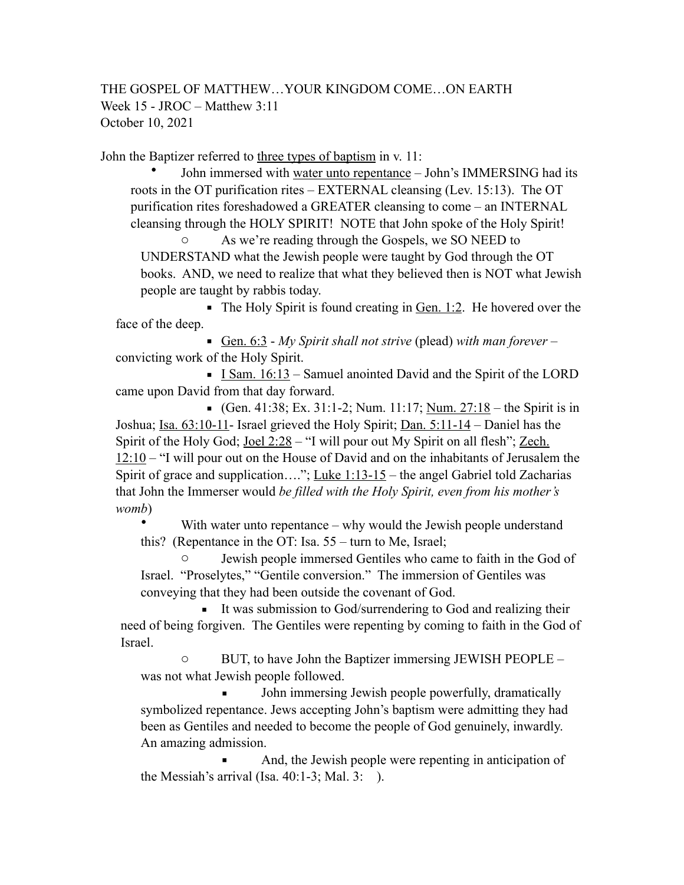THE GOSPEL OF MATTHEW…YOUR KINGDOM COME…ON EARTH
Week 15 - JROC – Matthew 3:11
October 10, 2021

John the Baptizer referred to <u>three types of baptism</u> in v. 11:

- John immersed with <u>water unto repentance</u> – John's IMMERSING had its roots in the OT purification rites – EXTERNAL cleansing (Lev. 15:13). The OT purification rites foreshadowed a GREATER cleansing to come – an INTERNAL cleansing through the HOLY SPIRIT! NOTE that John spoke of the Holy Spirit!
    - As we're reading through the Gospels, we SO NEED to UNDERSTAND what the Jewish people were taught by God through the OT books. AND, we need to realize that what they believed then is NOT what Jewish people are taught by rabbis today.
        - The Holy Spirit is found creating in <u>Gen. 1:2</u>. He hovered over the face of the deep.
        - <u>Gen. 6:3</u> - *My Spirit shall not strive* (plead) *with man forever* – convicting work of the Holy Spirit.
        - <u>I Sam. 16:13</u> – Samuel anointed David and the Spirit of the LORD came upon David from that day forward.
        - (Gen. 41:38; Ex. 31:1-2; Num. 11:17; <u>Num. 27:18</u> – the Spirit is in Joshua; <u>Isa. 63:10-11</u>- Israel grieved the Holy Spirit; <u>Dan. 5:11-14</u> – Daniel has the Spirit of the Holy God; <u>Joel 2:28</u> – "I will pour out My Spirit on all flesh"; <u>Zech. 12:10</u> – "I will pour out on the House of David and on the inhabitants of Jerusalem the Spirit of grace and supplication…."; <u>Luke 1:13-15</u> – the angel Gabriel told Zacharias that John the Immerser would *be filled with the Holy Spirit, even from his mother's womb*)
- With water unto repentance – why would the Jewish people understand this? (Repentance in the OT: Isa. 55 – turn to Me, Israel;
    - Jewish people immersed Gentiles who came to faith in the God of Israel. "Proselytes," "Gentile conversion." The immersion of Gentiles was conveying that they had been outside the covenant of God.
        - It was submission to God/surrendering to God and realizing their need of being forgiven. The Gentiles were repenting by coming to faith in the God of Israel.
    - BUT, to have John the Baptizer immersing JEWISH PEOPLE – was not what Jewish people followed.
        - John immersing Jewish people powerfully, dramatically symbolized repentance. Jews accepting John's baptism were admitting they had been as Gentiles and needed to become the people of God genuinely, inwardly. An amazing admission.
        - And, the Jewish people were repenting in anticipation of the Messiah's arrival (Isa. 40:1-3; Mal. 3: ).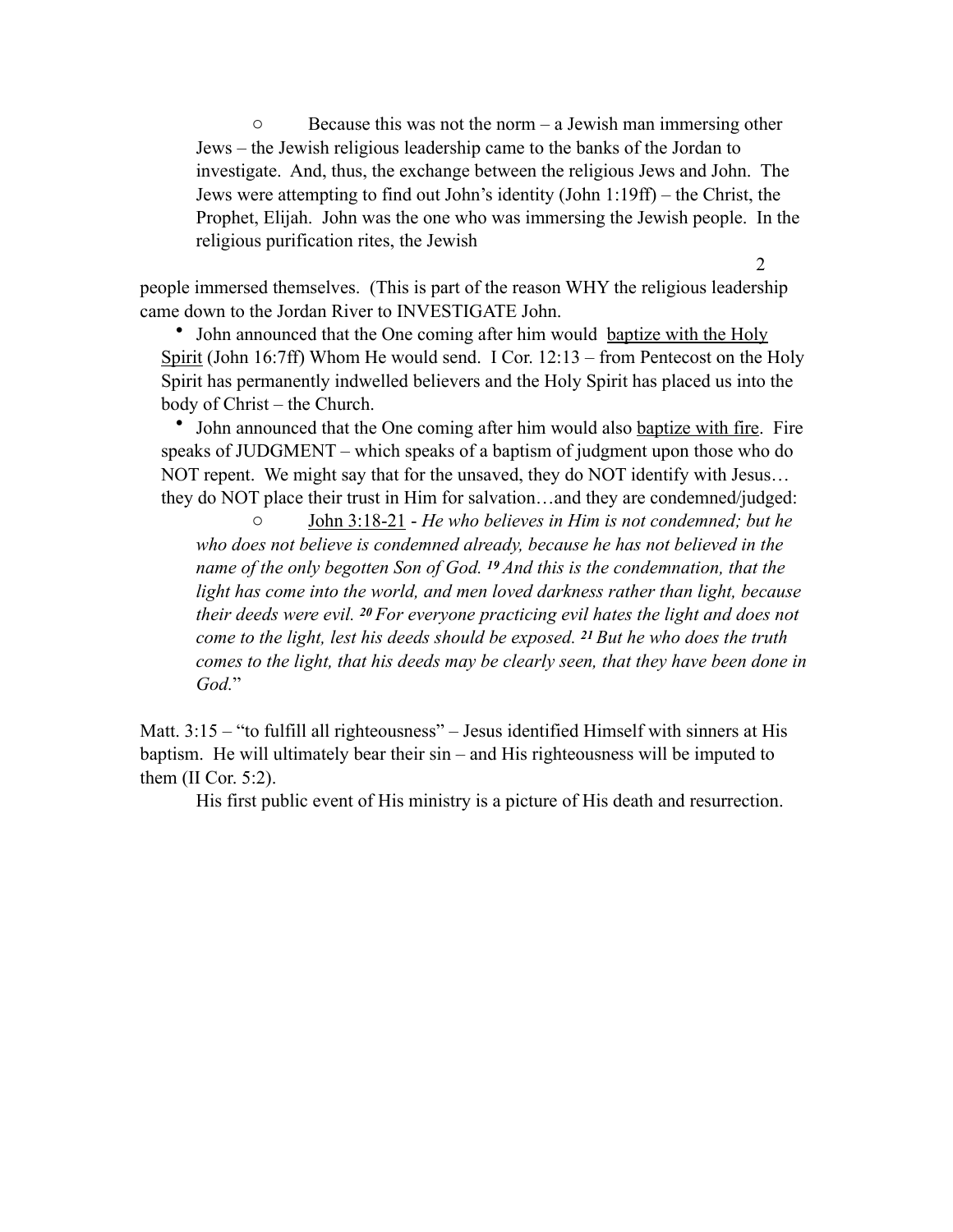- Because this was not the norm – a Jewish man immersing other Jews – the Jewish religious leadership came to the banks of the Jordan to investigate. And, thus, the exchange between the religious Jews and John. The Jews were attempting to find out John's identity (John 1:19ff) – the Christ, the Prophet, Elijah. John was the one who was immersing the Jewish people. In the religious purification rites, the Jewish

people immersed themselves. (This is part of the reason WHY the religious leadership came down to the Jordan River to INVESTIGATE John.

- John announced that the One coming after him would <u>baptize with the Holy Spirit</u> (John 16:7ff) Whom He would send. I Cor. 12:13 – from Pentecost on the Holy Spirit has permanently indwelled believers and the Holy Spirit has placed us into the body of Christ – the Church.
- John announced that the One coming after him would also <u>baptize with fire</u>. Fire speaks of JUDGMENT – which speaks of a baptism of judgment upon those who do NOT repent. We might say that for the unsaved, they do NOT identify with Jesus… they do NOT place their trust in Him for salvation…and they are condemned/judged:
  - <u>John 3:18-21</u> - *He who believes in Him is not condemned; but he who does not believe is condemned already, because he has not believed in the name of the only begotten Son of God. **19** And this is the condemnation, that the light has come into the world, and men loved darkness rather than light, because their deeds were evil. **20** For everyone practicing evil hates the light and does not come to the light, lest his deeds should be exposed. **21** But he who does the truth comes to the light, that his deeds may be clearly seen, that they have been done in God.*"

Matt. 3:15 – "to fulfill all righteousness" – Jesus identified Himself with sinners at His baptism. He will ultimately bear their sin – and His righteousness will be imputed to them (II Cor. 5:2).

His first public event of His ministry is a picture of His death and resurrection.